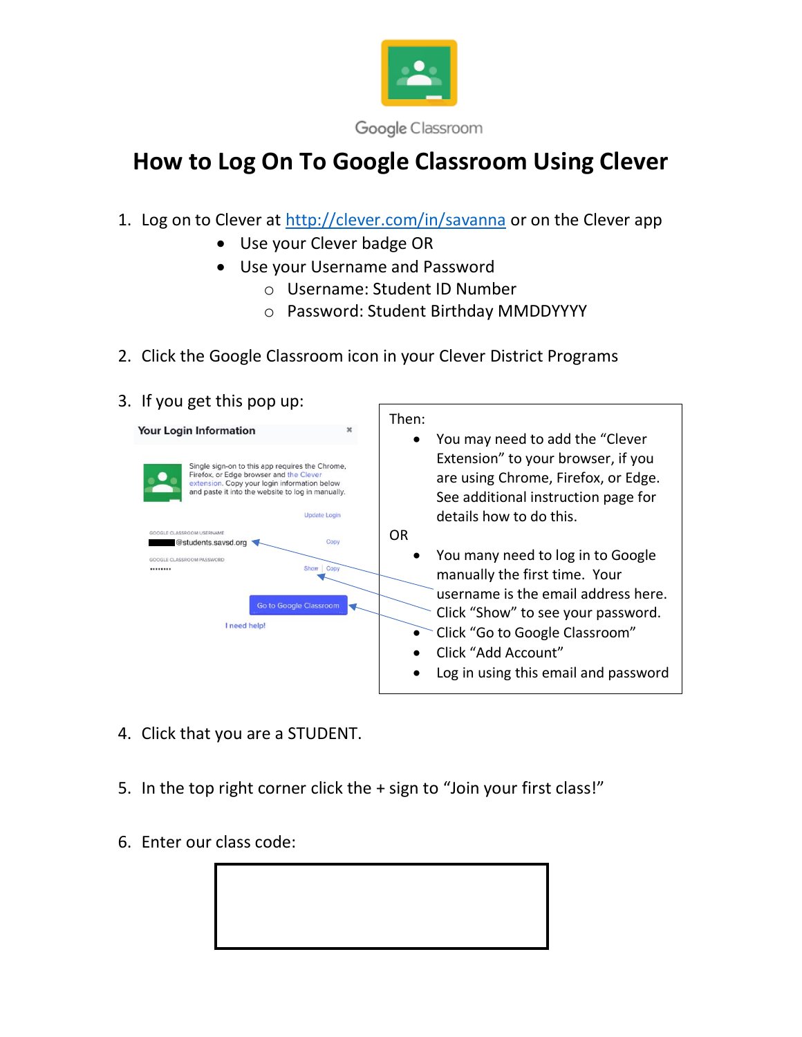Google Classroom

# How to Log On To Google Classroom Using Clever

1. Log on to Clever at http://clever.com/in/savanna or on the Clever app
   - Use your Clever badge OR
   - Use your Username and Password
     - Username: Student ID Number
     - Password: Student Birthday MMDDYYYY

2. Click the Google Classroom icon in your Clever District Programs

3. If you get this pop up:

   **Your Login Information**

   Single sign-on to this app requires the Chrome, Firefox, or Edge browser and the Clever extension. Copy your login information below and paste it into the website to log in manually.

   Update Login

   GOOGLE CLASSROOM USERNAME
   @students.savsd.org — Copy

   GOOGLE CLASSROOM PASSWORD
   •••••••• — Show | Copy

   Go to Google Classroom

   I need help!

   Then:
   - You may need to add the "Clever Extension" to your browser, if you are using Chrome, Firefox, or Edge. See additional instruction page for details how to do this.

   OR
   - You many need to log in to Google manually the first time. Your username is the email address here.
   - Click "Show" to see your password.
   - Click "Go to Google Classroom"
   - Click "Add Account"
   - Log in using this email and password

4. Click that you are a STUDENT.

5. In the top right corner click the + sign to "Join your first class!"

6. Enter our class code: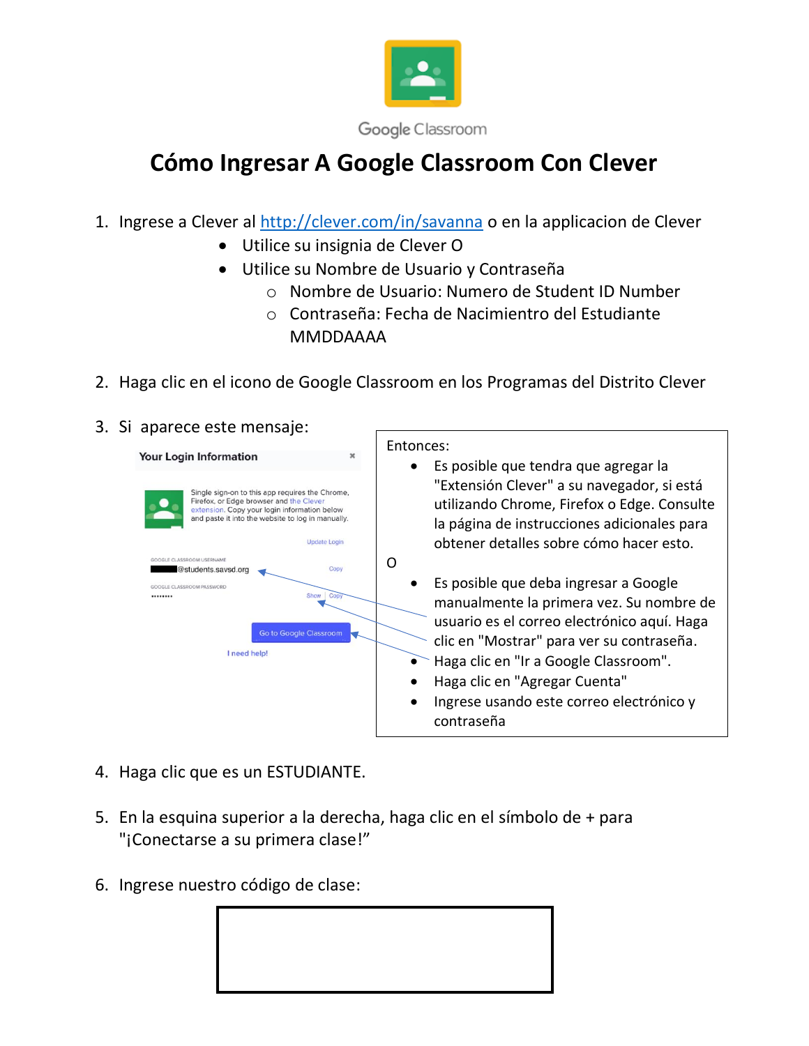Google Classroom

# Cómo Ingresar A Google Classroom Con Clever

1. Ingrese a Clever al http://clever.com/in/savanna o en la applicacion de Clever
   - Utilice su insignia de Clever O
   - Utilice su Nombre de Usuario y Contraseña
     - Nombre de Usuario: Numero de Student ID Number
     - Contraseña: Fecha de Nacimientro del Estudiante MMDDAAAA

2. Haga clic en el icono de Google Classroom en los Programas del Distrito Clever

3. Si aparece este mensaje:

   Your Login Information

   Single sign-on to this app requires the Chrome, Firefox, or Edge browser and the Clever extension. Copy your login information below and paste it into the website to log in manually.

   Update Login

   GOOGLE CLASSROOM USERNAME
   @students.savsd.org Copy

   GOOGLE CLASSROOM PASSWORD
   •••••••• Show | Copy

   Go to Google Classroom

   I need help!

   Entonces:
   - Es posible que tendra que agregar la "Extensión Clever" a su navegador, si está utilizando Chrome, Firefox o Edge. Consulte la página de instrucciones adicionales para obtener detalles sobre cómo hacer esto.

   O
   - Es posible que deba ingresar a Google manualmente la primera vez. Su nombre de usuario es el correo electrónico aquí. Haga clic en "Mostrar" para ver su contraseña.
   - Haga clic en "Ir a Google Classroom".
   - Haga clic en "Agregar Cuenta"
   - Ingrese usando este correo electrónico y contraseña

4. Haga clic que es un ESTUDIANTE.

5. En la esquina superior a la derecha, haga clic en el símbolo de + para "¡Conectarse a su primera clase!"

6. Ingrese nuestro código de clase: